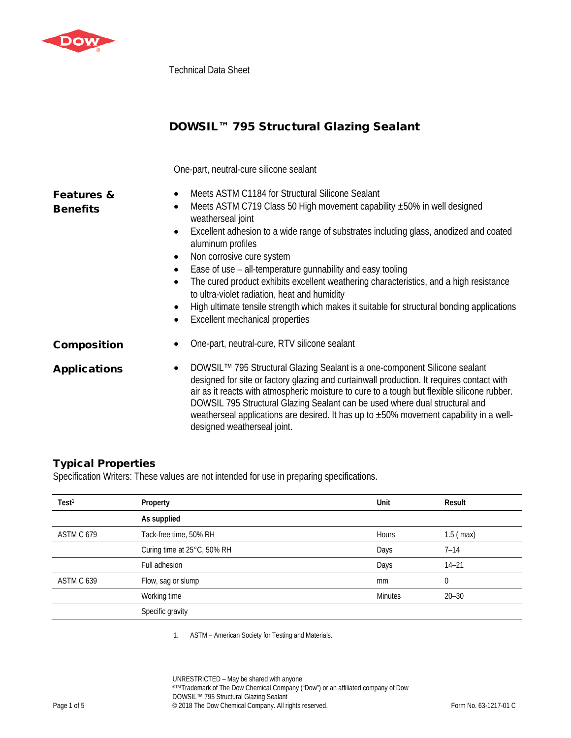Technical Data Sheet

# DOWSIL™ 795 Structural Glazing Sealant

One-part, neutral-cure silicone sealant

## Features & Benefits

- Meets ASTM C1184 for Structural Silicone Sealant
- Meets ASTM C719 Class 50 High movement capability ±50% in well designed weatherseal joint
- Excellent adhesion to a wide range of substrates including glass, anodized and coated aluminum profiles
- Non corrosive cure system
- Ease of use – all-temperature gunnability and easy tooling
- The cured product exhibits excellent weathering characteristics, and a high resistance to ultra-violet radiation, heat and humidity
- High ultimate tensile strength which makes it suitable for structural bonding applications
- Excellent mechanical properties

## Composition

- One-part, neutral-cure, RTV silicone sealant

## Applications

- DOWSIL™ 795 Structural Glazing Sealant is a one-component Silicone sealant designed for site or factory glazing and curtainwall production. It requires contact with air as it reacts with atmospheric moisture to cure to a tough but flexible silicone rubber. DOWSIL 795 Structural Glazing Sealant can be used where dual structural and weatherseal applications are desired. It has up to ±50% movement capability in a well-designed weatherseal joint.

## Typical Properties

Specification Writers: These values are not intended for use in preparing specifications.

| Test[1] | Property | Unit | Result |
|---|---|---|---|
| | **As supplied** | | |
| ASTM C 679 | Tack-free time, 50% RH | Hours | 1.5 ( max) |
| | Curing time at 25°C, 50% RH | Days | 7–14 |
| | Full adhesion | Days | 14–21 |
| ASTM C 639 | Flow, sag or slump | mm | 0 |
| | Working time | Minutes | 20–30 |
| | Specific gravity | | |

1. ASTM – American Society for Testing and Materials.

UNRESTRICTED – May be shared with anyone
®™Trademark of The Dow Chemical Company ("Dow") or an affiliated company of Dow
DOWSIL™ 795 Structural Glazing Sealant
© 2018 The Dow Chemical Company. All rights reserved.

Form No. 63-1217-01 C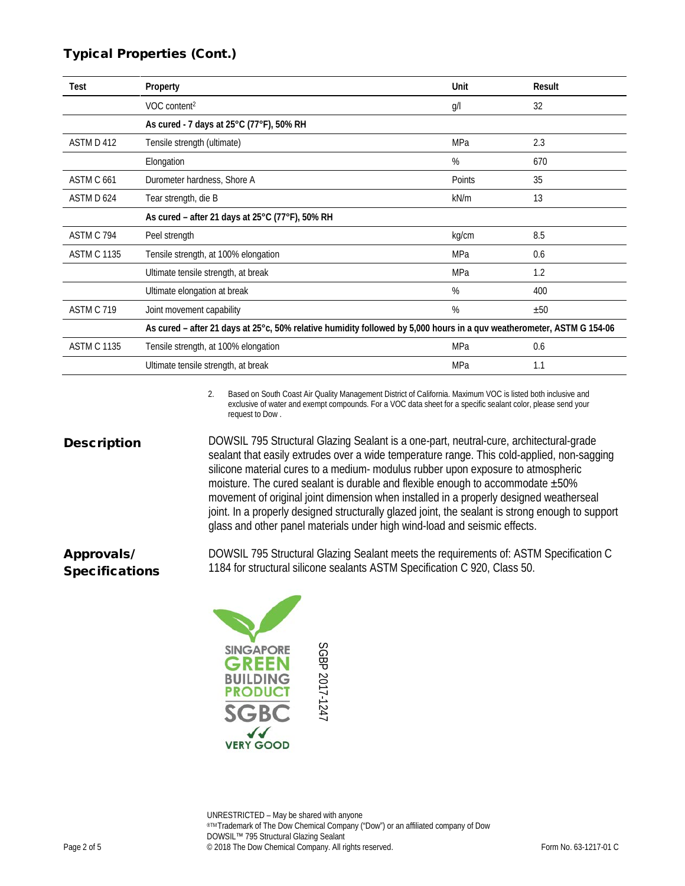## Typical Properties (Cont.)

| Test | Property | Unit | Result |
| --- | --- | --- | --- |
| | VOC content[2] | g/l | 32 |
| | **As cured - 7 days at 25°C (77°F), 50% RH** | | |
| ASTM D 412 | Tensile strength (ultimate) | MPa | 2.3 |
| | Elongation | % | 670 |
| ASTM C 661 | Durometer hardness, Shore A | Points | 35 |
| ASTM D 624 | Tear strength, die B | kN/m | 13 |
| | **As cured – after 21 days at 25°C (77°F), 50% RH** | | |
| ASTM C 794 | Peel strength | kg/cm | 8.5 |
| ASTM C 1135 | Tensile strength, at 100% elongation | MPa | 0.6 |
| | Ultimate tensile strength, at break | MPa | 1.2 |
| | Ultimate elongation at break | % | 400 |
| ASTM C 719 | Joint movement capability | % | ±50 |
| | **As cured – after 21 days at 25°c, 50% relative humidity followed by 5,000 hours in a quv weatherometer, ASTM G 154-06** | | |
| ASTM C 1135 | Tensile strength, at 100% elongation | MPa | 0.6 |
| | Ultimate tensile strength, at break | MPa | 1.1 |

2. Based on South Coast Air Quality Management District of California. Maximum VOC is listed both inclusive and exclusive of water and exempt compounds. For a VOC data sheet for a specific sealant color, please send your request to Dow .

## Description

DOWSIL 795 Structural Glazing Sealant is a one-part, neutral-cure, architectural-grade sealant that easily extrudes over a wide temperature range. This cold-applied, non-sagging silicone material cures to a medium- modulus rubber upon exposure to atmospheric moisture. The cured sealant is durable and flexible enough to accommodate ±50% movement of original joint dimension when installed in a properly designed weatherseal joint. In a properly designed structurally glazed joint, the sealant is strong enough to support glass and other panel materials under high wind-load and seismic effects.

## Approvals/ Specifications

DOWSIL 795 Structural Glazing Sealant meets the requirements of: ASTM Specification C 1184 for structural silicone sealants ASTM Specification C 920, Class 50.

SINGAPORE GREEN BUILDING PRODUCT SGBC VERY GOOD

SGBP 2017-1247

UNRESTRICTED – May be shared with anyone
®™Trademark of The Dow Chemical Company ("Dow") or an affiliated company of Dow
DOWSIL™ 795 Structural Glazing Sealant
© 2018 The Dow Chemical Company. All rights reserved.
Form No. 63-1217-01 C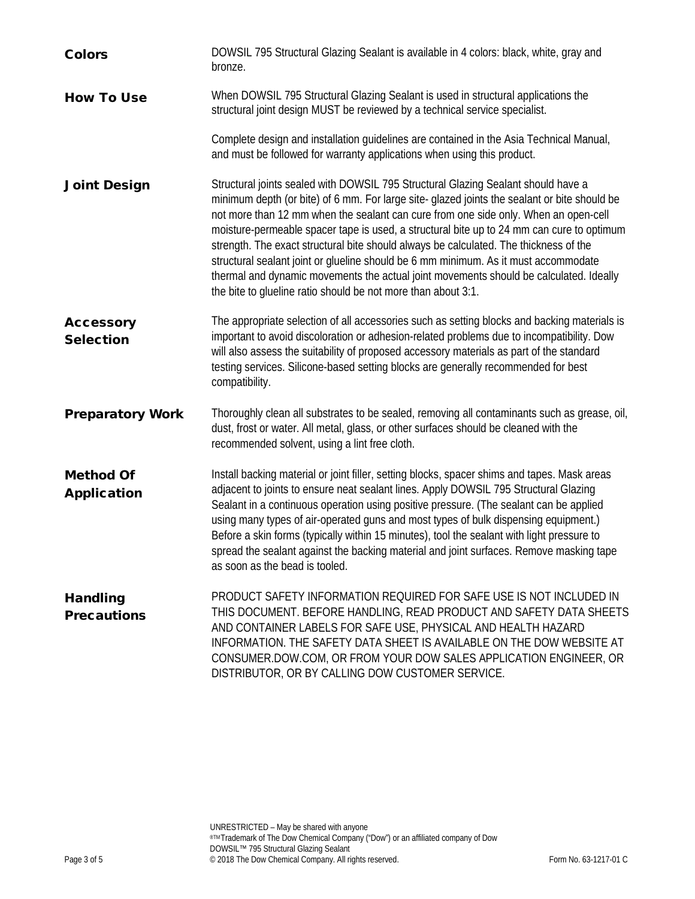## Colors

DOWSIL 795 Structural Glazing Sealant is available in 4 colors: black, white, gray and bronze.

## How To Use

When DOWSIL 795 Structural Glazing Sealant is used in structural applications the structural joint design MUST be reviewed by a technical service specialist.

Complete design and installation guidelines are contained in the Asia Technical Manual, and must be followed for warranty applications when using this product.

## Joint Design

Structural joints sealed with DOWSIL 795 Structural Glazing Sealant should have a minimum depth (or bite) of 6 mm. For large site- glazed joints the sealant or bite should be not more than 12 mm when the sealant can cure from one side only. When an open-cell moisture-permeable spacer tape is used, a structural bite up to 24 mm can cure to optimum strength. The exact structural bite should always be calculated. The thickness of the structural sealant joint or glueline should be 6 mm minimum. As it must accommodate thermal and dynamic movements the actual joint movements should be calculated. Ideally the bite to glueline ratio should be not more than about 3:1.

## Accessory Selection

The appropriate selection of all accessories such as setting blocks and backing materials is important to avoid discoloration or adhesion-related problems due to incompatibility. Dow will also assess the suitability of proposed accessory materials as part of the standard testing services. Silicone-based setting blocks are generally recommended for best compatibility.

## Preparatory Work

Thoroughly clean all substrates to be sealed, removing all contaminants such as grease, oil, dust, frost or water. All metal, glass, or other surfaces should be cleaned with the recommended solvent, using a lint free cloth.

## Method Of Application

Install backing material or joint filler, setting blocks, spacer shims and tapes. Mask areas adjacent to joints to ensure neat sealant lines. Apply DOWSIL 795 Structural Glazing Sealant in a continuous operation using positive pressure. (The sealant can be applied using many types of air-operated guns and most types of bulk dispensing equipment.) Before a skin forms (typically within 15 minutes), tool the sealant with light pressure to spread the sealant against the backing material and joint surfaces. Remove masking tape as soon as the bead is tooled.

## Handling Precautions

PRODUCT SAFETY INFORMATION REQUIRED FOR SAFE USE IS NOT INCLUDED IN THIS DOCUMENT. BEFORE HANDLING, READ PRODUCT AND SAFETY DATA SHEETS AND CONTAINER LABELS FOR SAFE USE, PHYSICAL AND HEALTH HAZARD INFORMATION. THE SAFETY DATA SHEET IS AVAILABLE ON THE DOW WEBSITE AT CONSUMER.DOW.COM, OR FROM YOUR DOW SALES APPLICATION ENGINEER, OR DISTRIBUTOR, OR BY CALLING DOW CUSTOMER SERVICE.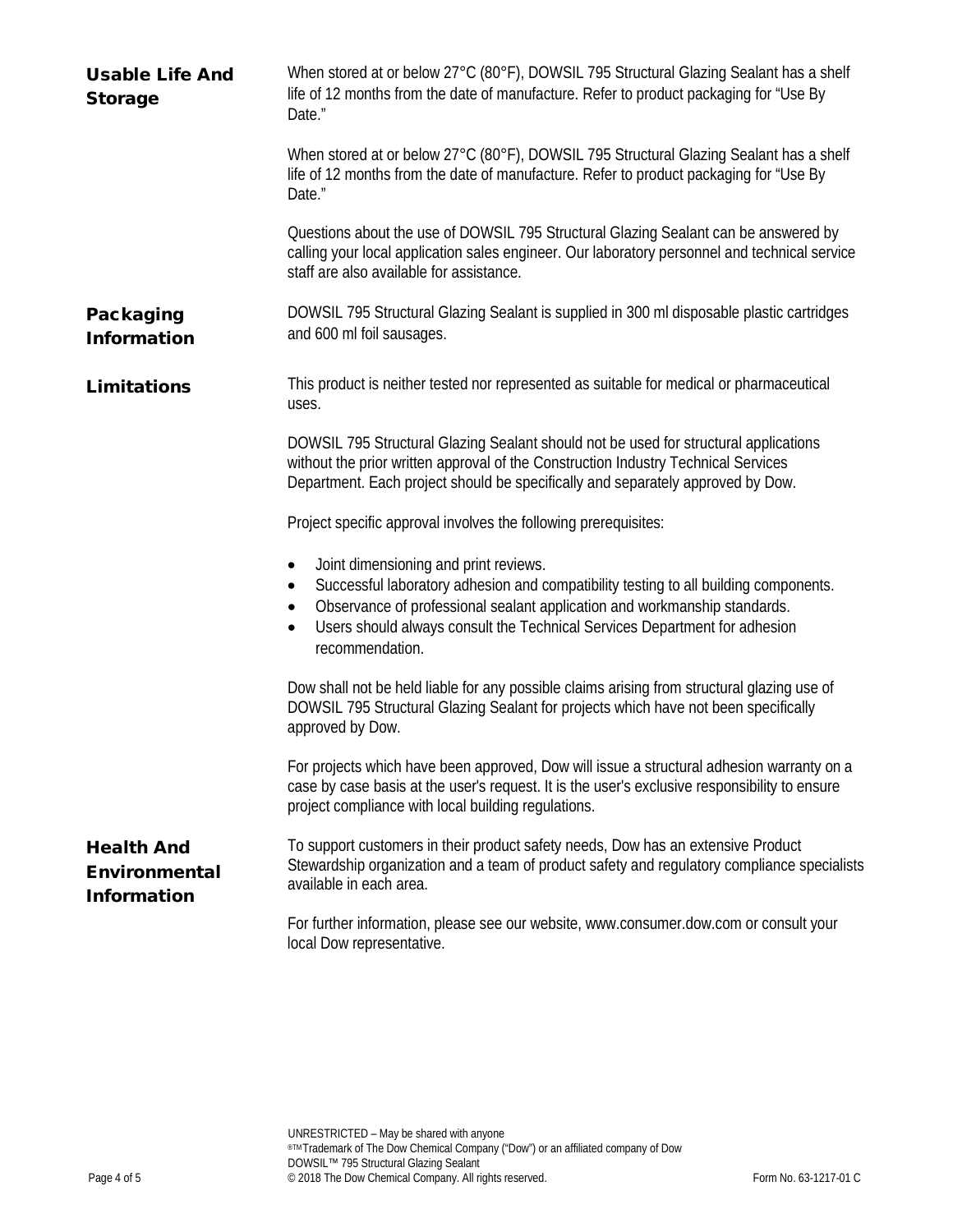## Usable Life And Storage

When stored at or below 27°C (80°F), DOWSIL 795 Structural Glazing Sealant has a shelf life of 12 months from the date of manufacture. Refer to product packaging for "Use By Date."

When stored at or below 27°C (80°F), DOWSIL 795 Structural Glazing Sealant has a shelf life of 12 months from the date of manufacture. Refer to product packaging for "Use By Date."

Questions about the use of DOWSIL 795 Structural Glazing Sealant can be answered by calling your local application sales engineer. Our laboratory personnel and technical service staff are also available for assistance.

## Packaging Information

DOWSIL 795 Structural Glazing Sealant is supplied in 300 ml disposable plastic cartridges and 600 ml foil sausages.

## Limitations

This product is neither tested nor represented as suitable for medical or pharmaceutical uses.

DOWSIL 795 Structural Glazing Sealant should not be used for structural applications without the prior written approval of the Construction Industry Technical Services Department. Each project should be specifically and separately approved by Dow.

Project specific approval involves the following prerequisites:

- Joint dimensioning and print reviews.
- Successful laboratory adhesion and compatibility testing to all building components.
- Observance of professional sealant application and workmanship standards.
- Users should always consult the Technical Services Department for adhesion recommendation.

Dow shall not be held liable for any possible claims arising from structural glazing use of DOWSIL 795 Structural Glazing Sealant for projects which have not been specifically approved by Dow.

For projects which have been approved, Dow will issue a structural adhesion warranty on a case by case basis at the user's request. It is the user's exclusive responsibility to ensure project compliance with local building regulations.

## Health And Environmental Information

To support customers in their product safety needs, Dow has an extensive Product Stewardship organization and a team of product safety and regulatory compliance specialists available in each area.

For further information, please see our website, www.consumer.dow.com or consult your local Dow representative.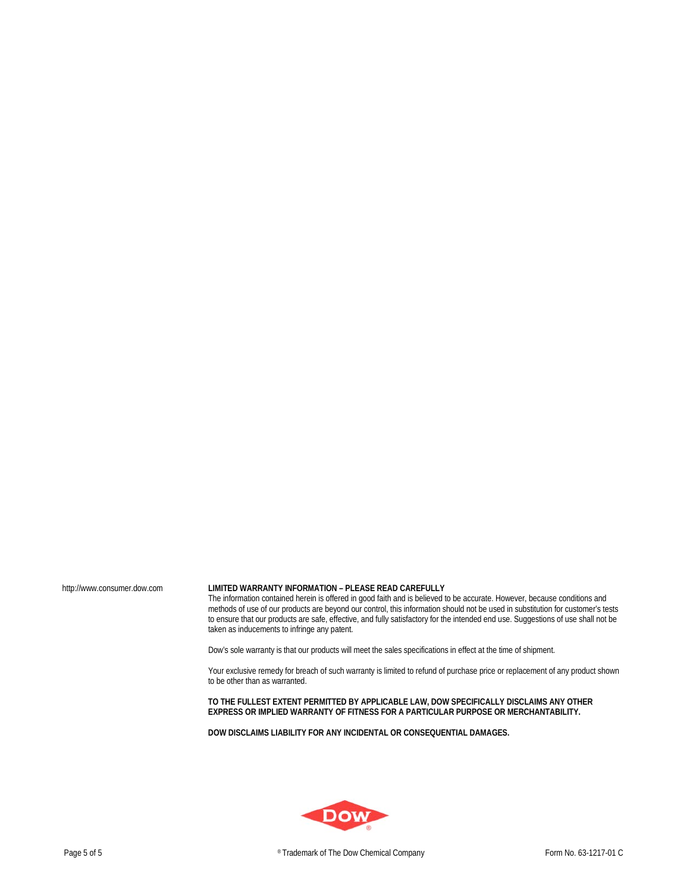http://www.consumer.dow.com

**LIMITED WARRANTY INFORMATION – PLEASE READ CAREFULLY**

The information contained herein is offered in good faith and is believed to be accurate. However, because conditions and methods of use of our products are beyond our control, this information should not be used in substitution for customer's tests to ensure that our products are safe, effective, and fully satisfactory for the intended end use. Suggestions of use shall not be taken as inducements to infringe any patent.

Dow's sole warranty is that our products will meet the sales specifications in effect at the time of shipment.

Your exclusive remedy for breach of such warranty is limited to refund of purchase price or replacement of any product shown to be other than as warranted.

**TO THE FULLEST EXTENT PERMITTED BY APPLICABLE LAW, DOW SPECIFICALLY DISCLAIMS ANY OTHER EXPRESS OR IMPLIED WARRANTY OF FITNESS FOR A PARTICULAR PURPOSE OR MERCHANTABILITY.**

**DOW DISCLAIMS LIABILITY FOR ANY INCIDENTAL OR CONSEQUENTIAL DAMAGES.**

® Trademark of The Dow Chemical Company

Form No. 63-1217-01 C